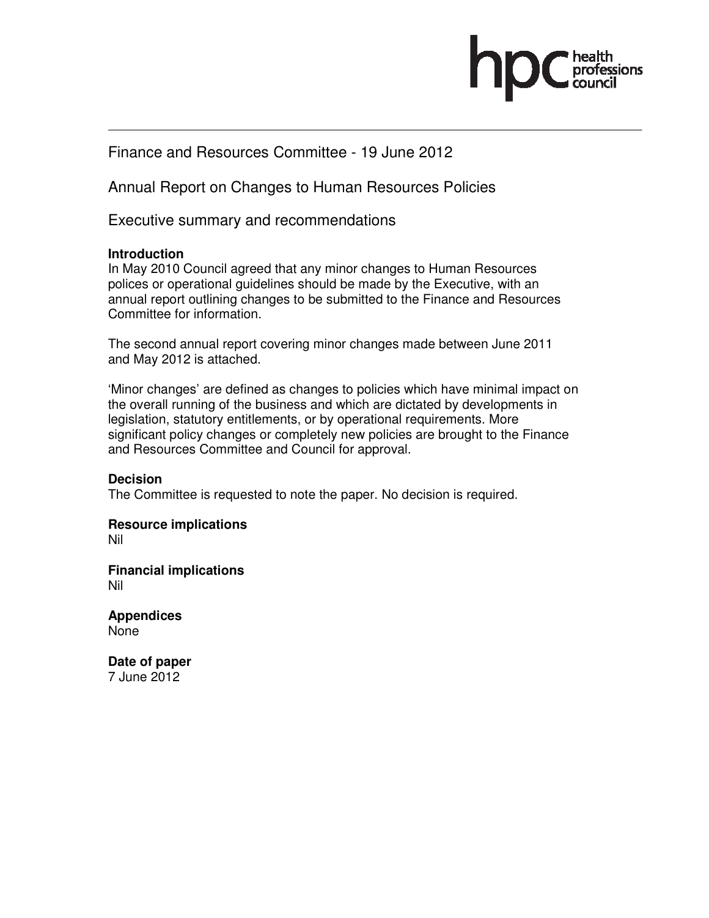Finance and Resources Committee - 19 June 2012

# Annual Report on Changes to Human Resources Policies

## Executive summary and recommendations

**Introduction**

In May 2010 Council agreed that any minor changes to Human Resources polices or operational guidelines should be made by the Executive, with an annual report outlining changes to be submitted to the Finance and Resources Committee for information.

The second annual report covering minor changes made between June 2011 and May 2012 is attached.

'Minor changes' are defined as changes to policies which have minimal impact on the overall running of the business and which are dictated by developments in legislation, statutory entitlements, or by operational requirements. More significant policy changes or completely new policies are brought to the Finance and Resources Committee and Council for approval.

**Decision**

The Committee is requested to note the paper. No decision is required.

**Resource implications**

Nil

**Financial implications**

Nil

**Appendices**

None

**Date of paper**

7 June 2012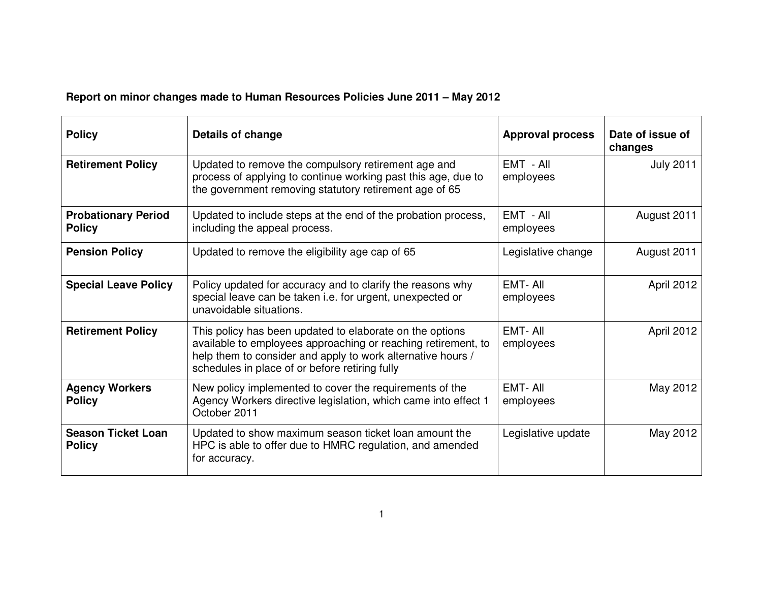**Report on minor changes made to Human Resources Policies June 2011 – May 2012**

| Policy | Details of change | Approval process | Date of issue of changes |
|---|---|---|---|
| **Retirement Policy** | Updated to remove the compulsory retirement age and process of applying to continue working past this age, due to the government removing statutory retirement age of 65 | EMT - All employees | July 2011 |
| **Probationary Period Policy** | Updated to include steps at the end of the probation process, including the appeal process. | EMT - All employees | August 2011 |
| **Pension Policy** | Updated to remove the eligibility age cap of 65 | Legislative change | August 2011 |
| **Special Leave Policy** | Policy updated for accuracy and to clarify the reasons why special leave can be taken i.e. for urgent, unexpected or unavoidable situations. | EMT- All employees | April 2012 |
| **Retirement Policy** | This policy has been updated to elaborate on the options available to employees approaching or reaching retirement, to help them to consider and apply to work alternative hours / schedules in place of or before retiring fully | EMT- All employees | April 2012 |
| **Agency Workers Policy** | New policy implemented to cover the requirements of the Agency Workers directive legislation, which came into effect 1 October 2011 | EMT- All employees | May 2012 |
| **Season Ticket Loan Policy** | Updated to show maximum season ticket loan amount the HPC is able to offer due to HMRC regulation, and amended for accuracy. | Legislative update | May 2012 |